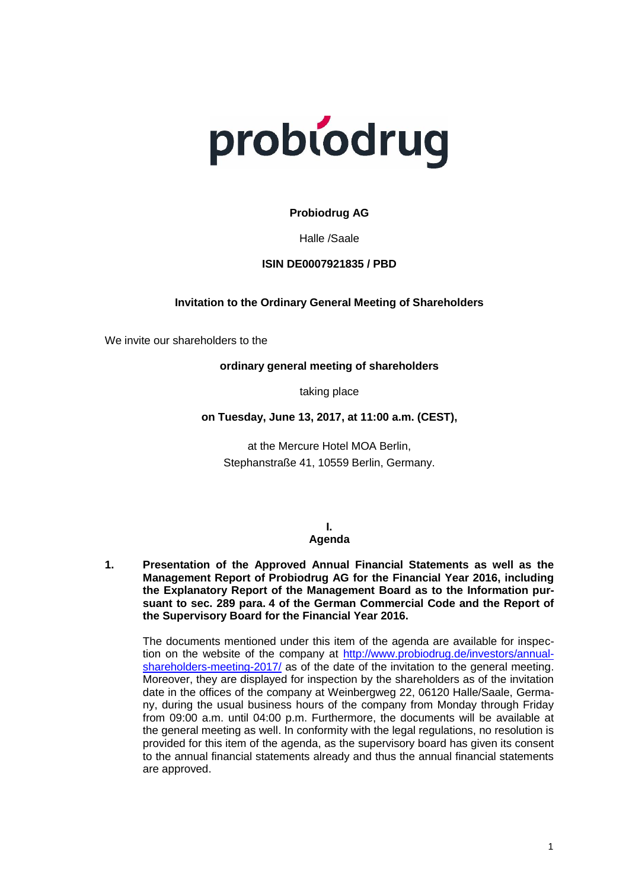probiodrug

**Probiodrug AG**

Halle /Saale

**ISIN DE0007921835 / PBD**

# Invitation to the Ordinary General Meeting of Shareholders

We invite our shareholders to the

**ordinary general meeting of shareholders**

taking place

**on Tuesday, June 13, 2017, at 11:00 a.m. (CEST),**

at the Mercure Hotel MOA Berlin,
Stephanstraße 41, 10559 Berlin, Germany.

## I.
## Agenda

**1. Presentation of the Approved Annual Financial Statements as well as the Management Report of Probiodrug AG for the Financial Year 2016, including the Explanatory Report of the Management Board as to the Information pursuant to sec. 289 para. 4 of the German Commercial Code and the Report of the Supervisory Board for the Financial Year 2016.**

The documents mentioned under this item of the agenda are available for inspection on the website of the company at http://www.probiodrug.de/investors/annual-shareholders-meeting-2017/ as of the date of the invitation to the general meeting. Moreover, they are displayed for inspection by the shareholders as of the invitation date in the offices of the company at Weinbergweg 22, 06120 Halle/Saale, Germany, during the usual business hours of the company from Monday through Friday from 09:00 a.m. until 04:00 p.m. Furthermore, the documents will be available at the general meeting as well. In conformity with the legal regulations, no resolution is provided for this item of the agenda, as the supervisory board has given its consent to the annual financial statements already and thus the annual financial statements are approved.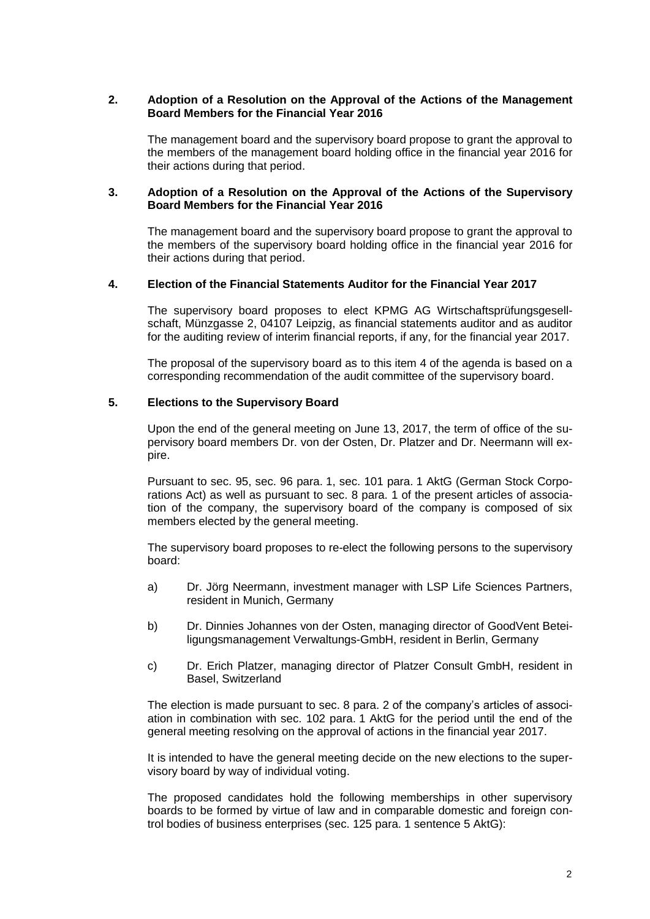## 2. Adoption of a Resolution on the Approval of the Actions of the Management Board Members for the Financial Year 2016

The management board and the supervisory board propose to grant the approval to the members of the management board holding office in the financial year 2016 for their actions during that period.

## 3. Adoption of a Resolution on the Approval of the Actions of the Supervisory Board Members for the Financial Year 2016

The management board and the supervisory board propose to grant the approval to the members of the supervisory board holding office in the financial year 2016 for their actions during that period.

## 4. Election of the Financial Statements Auditor for the Financial Year 2017

The supervisory board proposes to elect KPMG AG Wirtschaftsprüfungsgesellschaft, Münzgasse 2, 04107 Leipzig, as financial statements auditor and as auditor for the auditing review of interim financial reports, if any, for the financial year 2017.

The proposal of the supervisory board as to this item 4 of the agenda is based on a corresponding recommendation of the audit committee of the supervisory board.

## 5. Elections to the Supervisory Board

Upon the end of the general meeting on June 13, 2017, the term of office of the supervisory board members Dr. von der Osten, Dr. Platzer and Dr. Neermann will expire.

Pursuant to sec. 95, sec. 96 para. 1, sec. 101 para. 1 AktG (German Stock Corporations Act) as well as pursuant to sec. 8 para. 1 of the present articles of association of the company, the supervisory board of the company is composed of six members elected by the general meeting.

The supervisory board proposes to re-elect the following persons to the supervisory board:

a) Dr. Jörg Neermann, investment manager with LSP Life Sciences Partners, resident in Munich, Germany

b) Dr. Dinnies Johannes von der Osten, managing director of GoodVent Beteiligungsmanagement Verwaltungs-GmbH, resident in Berlin, Germany

c) Dr. Erich Platzer, managing director of Platzer Consult GmbH, resident in Basel, Switzerland

The election is made pursuant to sec. 8 para. 2 of the company's articles of association in combination with sec. 102 para. 1 AktG for the period until the end of the general meeting resolving on the approval of actions in the financial year 2017.

It is intended to have the general meeting decide on the new elections to the supervisory board by way of individual voting.

The proposed candidates hold the following memberships in other supervisory boards to be formed by virtue of law and in comparable domestic and foreign control bodies of business enterprises (sec. 125 para. 1 sentence 5 AktG):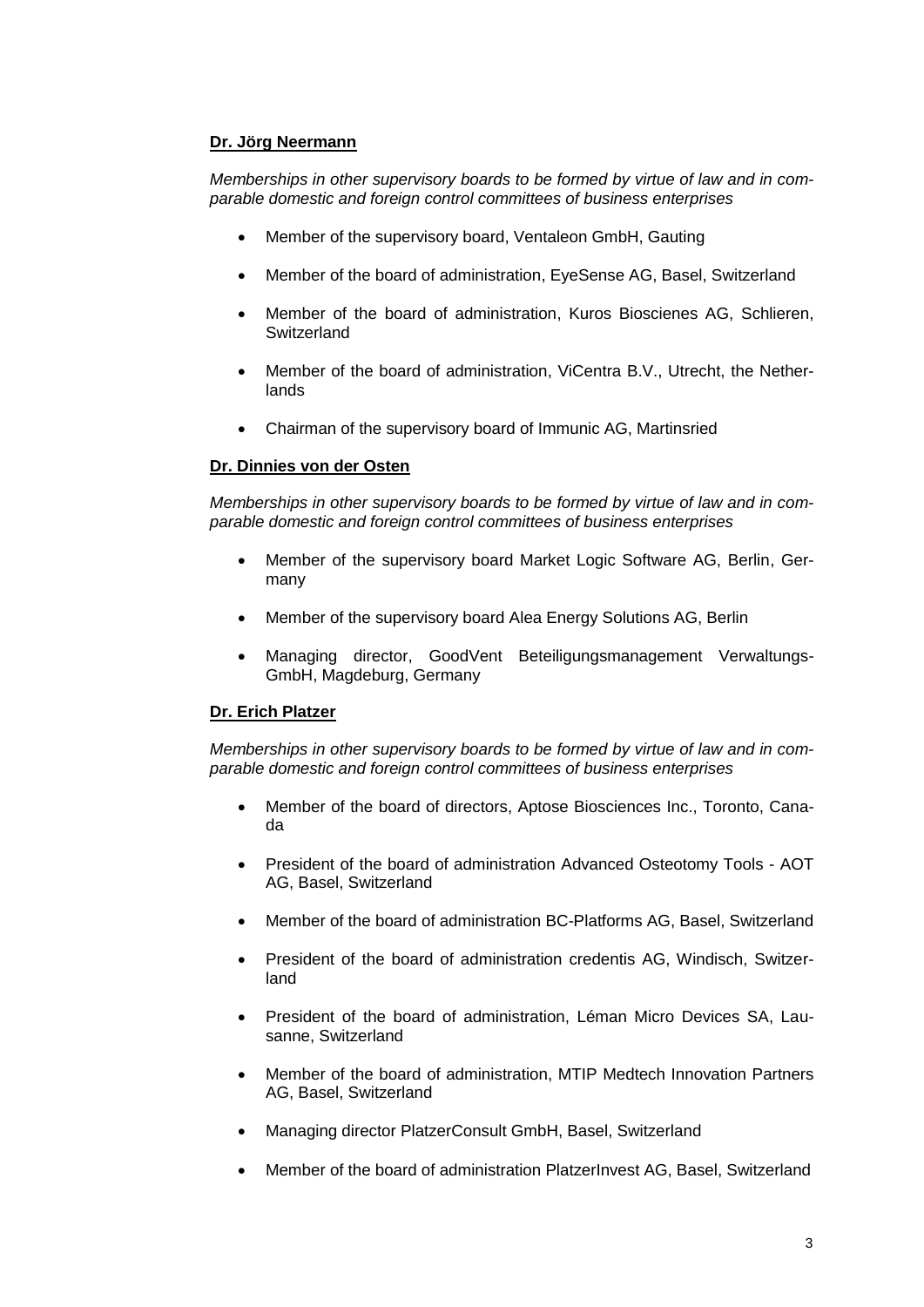**Dr. Jörg Neermann**

*Memberships in other supervisory boards to be formed by virtue of law and in comparable domestic and foreign control committees of business enterprises*

- Member of the supervisory board, Ventaleon GmbH, Gauting
- Member of the board of administration, EyeSense AG, Basel, Switzerland
- Member of the board of administration, Kuros Bioscienes AG, Schlieren, Switzerland
- Member of the board of administration, ViCentra B.V., Utrecht, the Netherlands
- Chairman of the supervisory board of Immunic AG, Martinsried

**Dr. Dinnies von der Osten**

*Memberships in other supervisory boards to be formed by virtue of law and in comparable domestic and foreign control committees of business enterprises*

- Member of the supervisory board Market Logic Software AG, Berlin, Germany
- Member of the supervisory board Alea Energy Solutions AG, Berlin
- Managing director, GoodVent Beteiligungsmanagement Verwaltungs-GmbH, Magdeburg, Germany

**Dr. Erich Platzer**

*Memberships in other supervisory boards to be formed by virtue of law and in comparable domestic and foreign control committees of business enterprises*

- Member of the board of directors, Aptose Biosciences Inc., Toronto, Canada
- President of the board of administration Advanced Osteotomy Tools - AOT AG, Basel, Switzerland
- Member of the board of administration BC-Platforms AG, Basel, Switzerland
- President of the board of administration credentis AG, Windisch, Switzerland
- President of the board of administration, Léman Micro Devices SA, Lausanne, Switzerland
- Member of the board of administration, MTIP Medtech Innovation Partners AG, Basel, Switzerland
- Managing director PlatzerConsult GmbH, Basel, Switzerland
- Member of the board of administration PlatzerInvest AG, Basel, Switzerland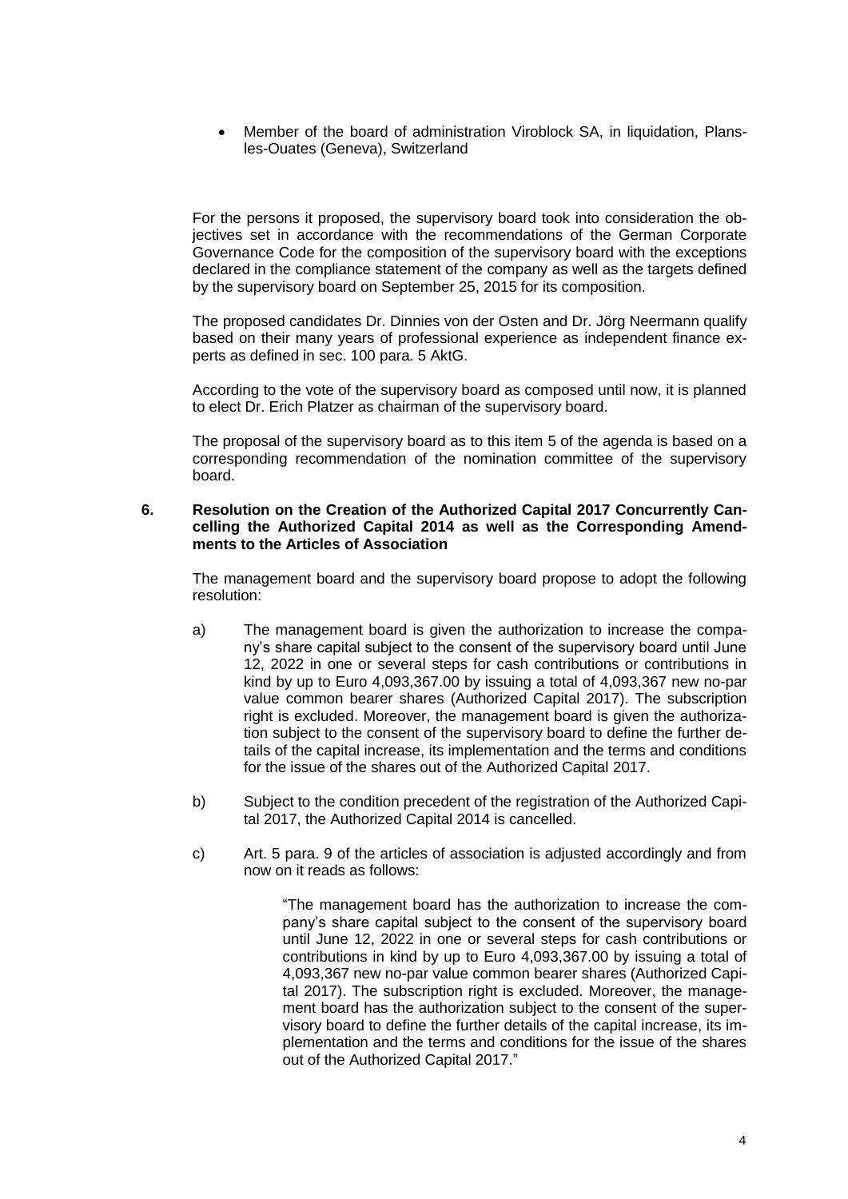- Member of the board of administration Viroblock SA, in liquidation, Plans-les-Ouates (Geneva), Switzerland

For the persons it proposed, the supervisory board took into consideration the objectives set in accordance with the recommendations of the German Corporate Governance Code for the composition of the supervisory board with the exceptions declared in the compliance statement of the company as well as the targets defined by the supervisory board on September 25, 2015 for its composition.

The proposed candidates Dr. Dinnies von der Osten and Dr. Jörg Neermann qualify based on their many years of professional experience as independent finance experts as defined in sec. 100 para. 5 AktG.

According to the vote of the supervisory board as composed until now, it is planned to elect Dr. Erich Platzer as chairman of the supervisory board.

The proposal of the supervisory board as to this item 5 of the agenda is based on a corresponding recommendation of the nomination committee of the supervisory board.

**6. Resolution on the Creation of the Authorized Capital 2017 Concurrently Cancelling the Authorized Capital 2014 as well as the Corresponding Amendments to the Articles of Association**

The management board and the supervisory board propose to adopt the following resolution:

a) The management board is given the authorization to increase the company's share capital subject to the consent of the supervisory board until June 12, 2022 in one or several steps for cash contributions or contributions in kind by up to Euro 4,093,367.00 by issuing a total of 4,093,367 new no-par value common bearer shares (Authorized Capital 2017). The subscription right is excluded. Moreover, the management board is given the authorization subject to the consent of the supervisory board to define the further details of the capital increase, its implementation and the terms and conditions for the issue of the shares out of the Authorized Capital 2017.

b) Subject to the condition precedent of the registration of the Authorized Capital 2017, the Authorized Capital 2014 is cancelled.

c) Art. 5 para. 9 of the articles of association is adjusted accordingly and from now on it reads as follows:

> "The management board has the authorization to increase the company's share capital subject to the consent of the supervisory board until June 12, 2022 in one or several steps for cash contributions or contributions in kind by up to Euro 4,093,367.00 by issuing a total of 4,093,367 new no-par value common bearer shares (Authorized Capital 2017). The subscription right is excluded. Moreover, the management board has the authorization subject to the consent of the supervisory board to define the further details of the capital increase, its implementation and the terms and conditions for the issue of the shares out of the Authorized Capital 2017."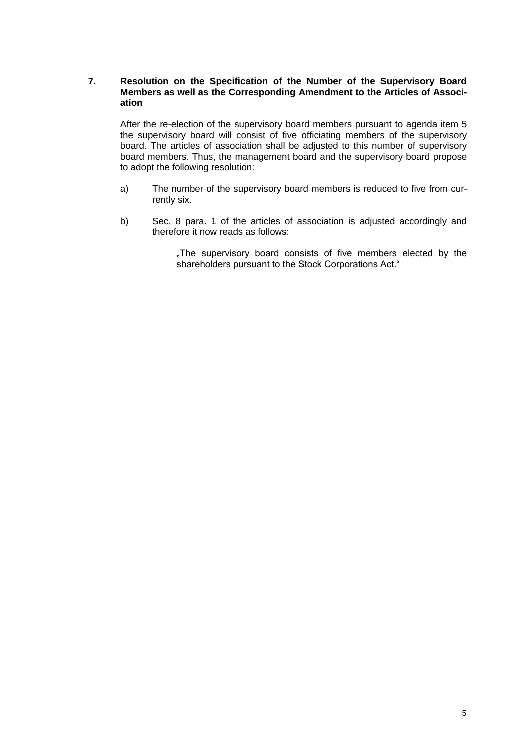## 7. Resolution on the Specification of the Number of the Supervisory Board Members as well as the Corresponding Amendment to the Articles of Association

After the re-election of the supervisory board members pursuant to agenda item 5 the supervisory board will consist of five officiating members of the supervisory board. The articles of association shall be adjusted to this number of supervisory board members. Thus, the management board and the supervisory board propose to adopt the following resolution:

a) The number of the supervisory board members is reduced to five from currently six.

b) Sec. 8 para. 1 of the articles of association is adjusted accordingly and therefore it now reads as follows:

> „The supervisory board consists of five members elected by the shareholders pursuant to the Stock Corporations Act."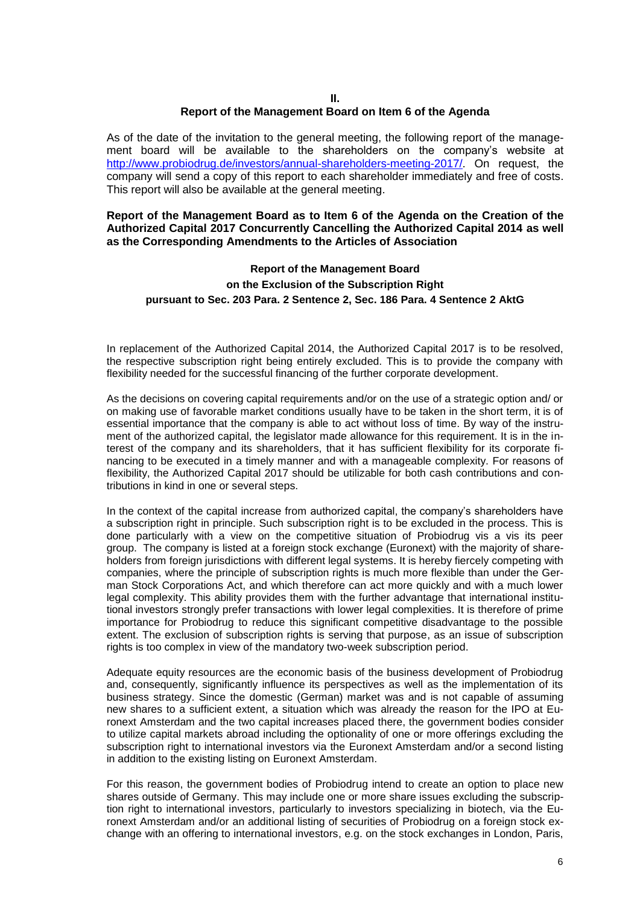## II.
## Report of the Management Board on Item 6 of the Agenda

As of the date of the invitation to the general meeting, the following report of the management board will be available to the shareholders on the company's website at http://www.probiodrug.de/investors/annual-shareholders-meeting-2017/. On request, the company will send a copy of this report to each shareholder immediately and free of costs. This report will also be available at the general meeting.

**Report of the Management Board as to Item 6 of the Agenda on the Creation of the Authorized Capital 2017 Concurrently Cancelling the Authorized Capital 2014 as well as the Corresponding Amendments to the Articles of Association**

### Report of the Management Board on the Exclusion of the Subscription Right pursuant to Sec. 203 Para. 2 Sentence 2, Sec. 186 Para. 4 Sentence 2 AktG

In replacement of the Authorized Capital 2014, the Authorized Capital 2017 is to be resolved, the respective subscription right being entirely excluded. This is to provide the company with flexibility needed for the successful financing of the further corporate development.

As the decisions on covering capital requirements and/or on the use of a strategic option and/ or on making use of favorable market conditions usually have to be taken in the short term, it is of essential importance that the company is able to act without loss of time. By way of the instrument of the authorized capital, the legislator made allowance for this requirement. It is in the interest of the company and its shareholders, that it has sufficient flexibility for its corporate financing to be executed in a timely manner and with a manageable complexity. For reasons of flexibility, the Authorized Capital 2017 should be utilizable for both cash contributions and contributions in kind in one or several steps.

In the context of the capital increase from authorized capital, the company's shareholders have a subscription right in principle. Such subscription right is to be excluded in the process. This is done particularly with a view on the competitive situation of Probiodrug vis a vis its peer group. The company is listed at a foreign stock exchange (Euronext) with the majority of shareholders from foreign jurisdictions with different legal systems. It is hereby fiercely competing with companies, where the principle of subscription rights is much more flexible than under the German Stock Corporations Act, and which therefore can act more quickly and with a much lower legal complexity. This ability provides them with the further advantage that international institutional investors strongly prefer transactions with lower legal complexities. It is therefore of prime importance for Probiodrug to reduce this significant competitive disadvantage to the possible extent. The exclusion of subscription rights is serving that purpose, as an issue of subscription rights is too complex in view of the mandatory two-week subscription period.

Adequate equity resources are the economic basis of the business development of Probiodrug and, consequently, significantly influence its perspectives as well as the implementation of its business strategy. Since the domestic (German) market was and is not capable of assuming new shares to a sufficient extent, a situation which was already the reason for the IPO at Euronext Amsterdam and the two capital increases placed there, the government bodies consider to utilize capital markets abroad including the optionality of one or more offerings excluding the subscription right to international investors via the Euronext Amsterdam and/or a second listing in addition to the existing listing on Euronext Amsterdam.

For this reason, the government bodies of Probiodrug intend to create an option to place new shares outside of Germany. This may include one or more share issues excluding the subscription right to international investors, particularly to investors specializing in biotech, via the Euronext Amsterdam and/or an additional listing of securities of Probiodrug on a foreign stock exchange with an offering to international investors, e.g. on the stock exchanges in London, Paris,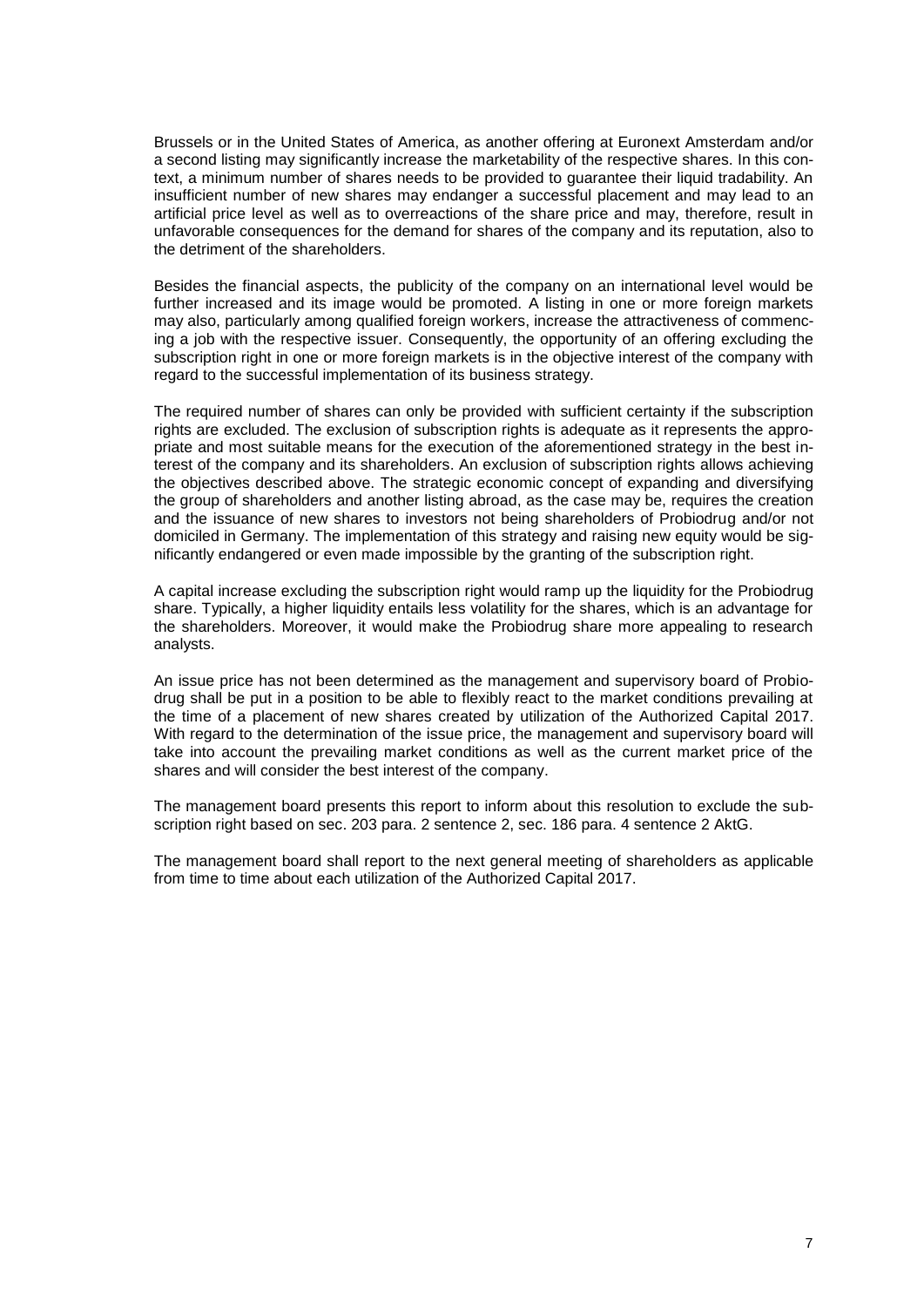Brussels or in the United States of America, as another offering at Euronext Amsterdam and/or a second listing may significantly increase the marketability of the respective shares. In this context, a minimum number of shares needs to be provided to guarantee their liquid tradability. An insufficient number of new shares may endanger a successful placement and may lead to an artificial price level as well as to overreactions of the share price and may, therefore, result in unfavorable consequences for the demand for shares of the company and its reputation, also to the detriment of the shareholders.

Besides the financial aspects, the publicity of the company on an international level would be further increased and its image would be promoted. A listing in one or more foreign markets may also, particularly among qualified foreign workers, increase the attractiveness of commencing a job with the respective issuer. Consequently, the opportunity of an offering excluding the subscription right in one or more foreign markets is in the objective interest of the company with regard to the successful implementation of its business strategy.

The required number of shares can only be provided with sufficient certainty if the subscription rights are excluded. The exclusion of subscription rights is adequate as it represents the appropriate and most suitable means for the execution of the aforementioned strategy in the best interest of the company and its shareholders. An exclusion of subscription rights allows achieving the objectives described above. The strategic economic concept of expanding and diversifying the group of shareholders and another listing abroad, as the case may be, requires the creation and the issuance of new shares to investors not being shareholders of Probiodrug and/or not domiciled in Germany. The implementation of this strategy and raising new equity would be significantly endangered or even made impossible by the granting of the subscription right.

A capital increase excluding the subscription right would ramp up the liquidity for the Probiodrug share. Typically, a higher liquidity entails less volatility for the shares, which is an advantage for the shareholders. Moreover, it would make the Probiodrug share more appealing to research analysts.

An issue price has not been determined as the management and supervisory board of Probiodrug shall be put in a position to be able to flexibly react to the market conditions prevailing at the time of a placement of new shares created by utilization of the Authorized Capital 2017. With regard to the determination of the issue price, the management and supervisory board will take into account the prevailing market conditions as well as the current market price of the shares and will consider the best interest of the company.

The management board presents this report to inform about this resolution to exclude the subscription right based on sec. 203 para. 2 sentence 2, sec. 186 para. 4 sentence 2 AktG.

The management board shall report to the next general meeting of shareholders as applicable from time to time about each utilization of the Authorized Capital 2017.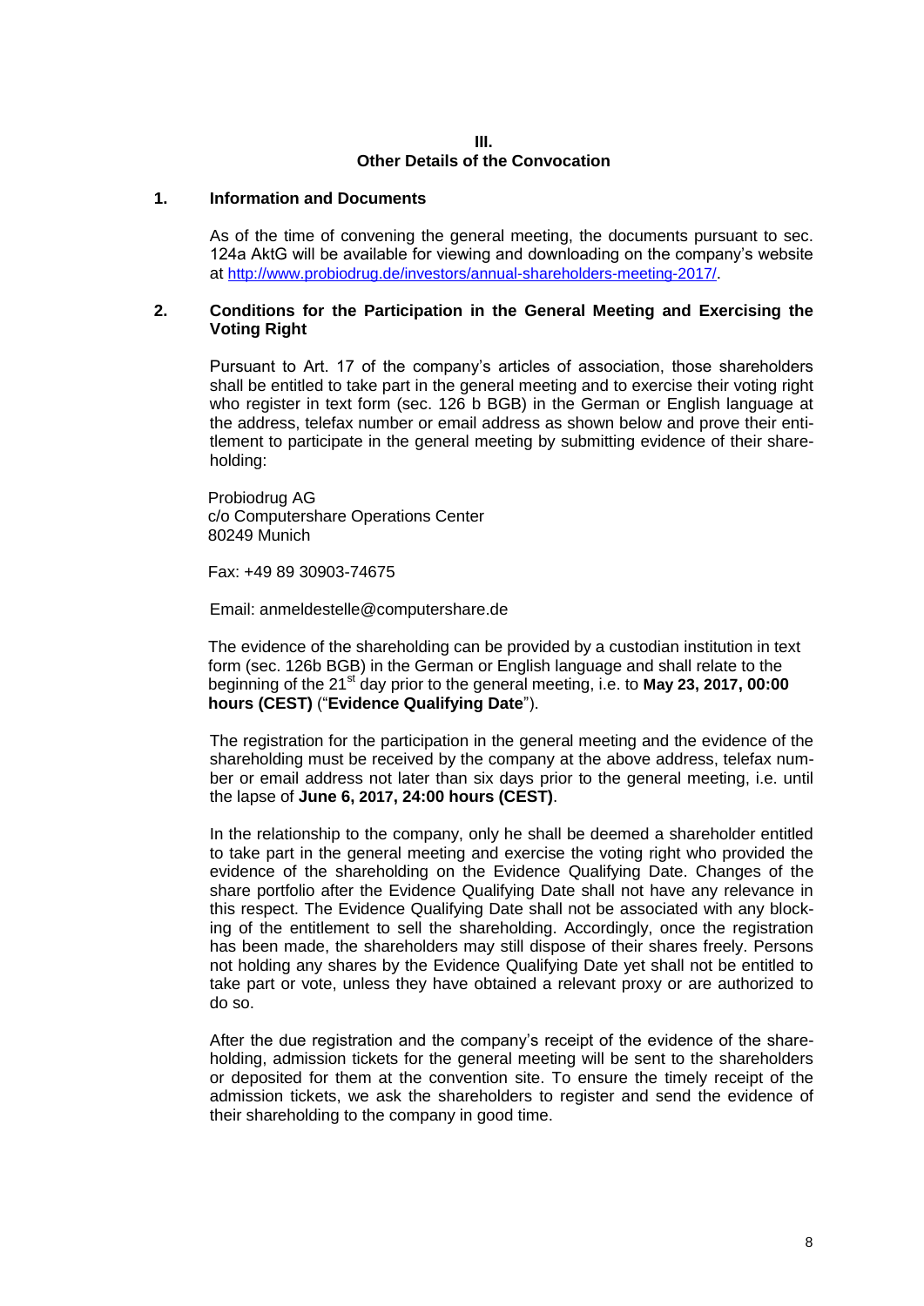## III.
## Other Details of the Convocation

### 1. Information and Documents

As of the time of convening the general meeting, the documents pursuant to sec. 124a AktG will be available for viewing and downloading on the company's website at http://www.probiodrug.de/investors/annual-shareholders-meeting-2017/.

### 2. Conditions for the Participation in the General Meeting and Exercising the Voting Right

Pursuant to Art. 17 of the company's articles of association, those shareholders shall be entitled to take part in the general meeting and to exercise their voting right who register in text form (sec. 126 b BGB) in the German or English language at the address, telefax number or email address as shown below and prove their entitlement to participate in the general meeting by submitting evidence of their shareholding:

Probiodrug AG
c/o Computershare Operations Center
80249 Munich

Fax: +49 89 30903-74675

Email: anmeldestelle@computershare.de

The evidence of the shareholding can be provided by a custodian institution in text form (sec. 126b BGB) in the German or English language and shall relate to the beginning of the 21st day prior to the general meeting, i.e. to **May 23, 2017, 00:00 hours (CEST)** ("**Evidence Qualifying Date**").

The registration for the participation in the general meeting and the evidence of the shareholding must be received by the company at the above address, telefax number or email address not later than six days prior to the general meeting, i.e. until the lapse of **June 6, 2017, 24:00 hours (CEST)**.

In the relationship to the company, only he shall be deemed a shareholder entitled to take part in the general meeting and exercise the voting right who provided the evidence of the shareholding on the Evidence Qualifying Date. Changes of the share portfolio after the Evidence Qualifying Date shall not have any relevance in this respect. The Evidence Qualifying Date shall not be associated with any blocking of the entitlement to sell the shareholding. Accordingly, once the registration has been made, the shareholders may still dispose of their shares freely. Persons not holding any shares by the Evidence Qualifying Date yet shall not be entitled to take part or vote, unless they have obtained a relevant proxy or are authorized to do so.

After the due registration and the company's receipt of the evidence of the shareholding, admission tickets for the general meeting will be sent to the shareholders or deposited for them at the convention site. To ensure the timely receipt of the admission tickets, we ask the shareholders to register and send the evidence of their shareholding to the company in good time.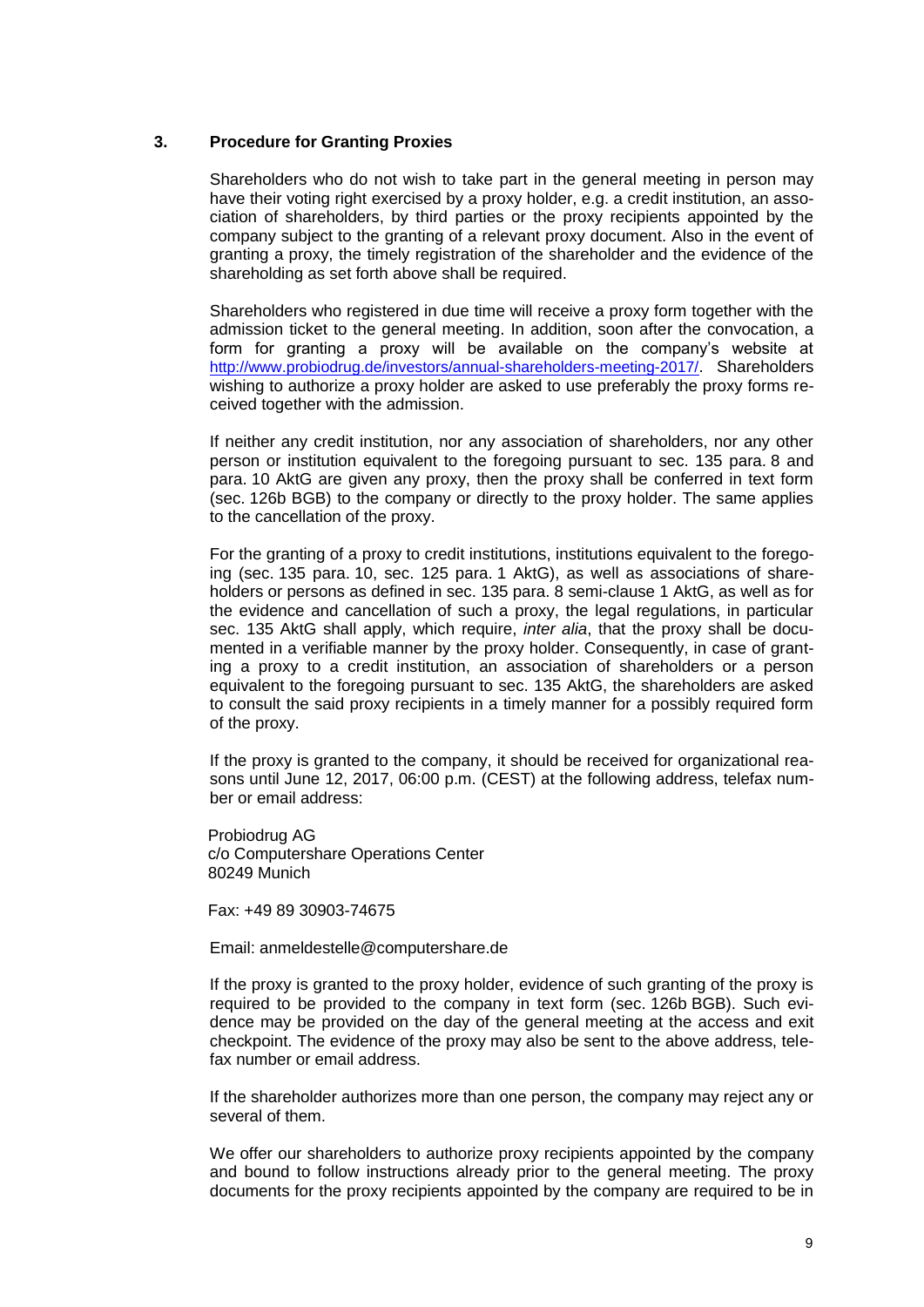## 3. Procedure for Granting Proxies

Shareholders who do not wish to take part in the general meeting in person may have their voting right exercised by a proxy holder, e.g. a credit institution, an association of shareholders, by third parties or the proxy recipients appointed by the company subject to the granting of a relevant proxy document. Also in the event of granting a proxy, the timely registration of the shareholder and the evidence of the shareholding as set forth above shall be required.

Shareholders who registered in due time will receive a proxy form together with the admission ticket to the general meeting. In addition, soon after the convocation, a form for granting a proxy will be available on the company's website at http://www.probiodrug.de/investors/annual-shareholders-meeting-2017/. Shareholders wishing to authorize a proxy holder are asked to use preferably the proxy forms received together with the admission.

If neither any credit institution, nor any association of shareholders, nor any other person or institution equivalent to the foregoing pursuant to sec. 135 para. 8 and para. 10 AktG are given any proxy, then the proxy shall be conferred in text form (sec. 126b BGB) to the company or directly to the proxy holder. The same applies to the cancellation of the proxy.

For the granting of a proxy to credit institutions, institutions equivalent to the foregoing (sec. 135 para. 10, sec. 125 para. 1 AktG), as well as associations of shareholders or persons as defined in sec. 135 para. 8 semi-clause 1 AktG, as well as for the evidence and cancellation of such a proxy, the legal regulations, in particular sec. 135 AktG shall apply, which require, *inter alia*, that the proxy shall be documented in a verifiable manner by the proxy holder. Consequently, in case of granting a proxy to a credit institution, an association of shareholders or a person equivalent to the foregoing pursuant to sec. 135 AktG, the shareholders are asked to consult the said proxy recipients in a timely manner for a possibly required form of the proxy.

If the proxy is granted to the company, it should be received for organizational reasons until June 12, 2017, 06:00 p.m. (CEST) at the following address, telefax number or email address:

Probiodrug AG
c/o Computershare Operations Center
80249 Munich

Fax: +49 89 30903-74675

Email: anmeldestelle@computershare.de

If the proxy is granted to the proxy holder, evidence of such granting of the proxy is required to be provided to the company in text form (sec. 126b BGB). Such evidence may be provided on the day of the general meeting at the access and exit checkpoint. The evidence of the proxy may also be sent to the above address, telefax number or email address.

If the shareholder authorizes more than one person, the company may reject any or several of them.

We offer our shareholders to authorize proxy recipients appointed by the company and bound to follow instructions already prior to the general meeting. The proxy documents for the proxy recipients appointed by the company are required to be in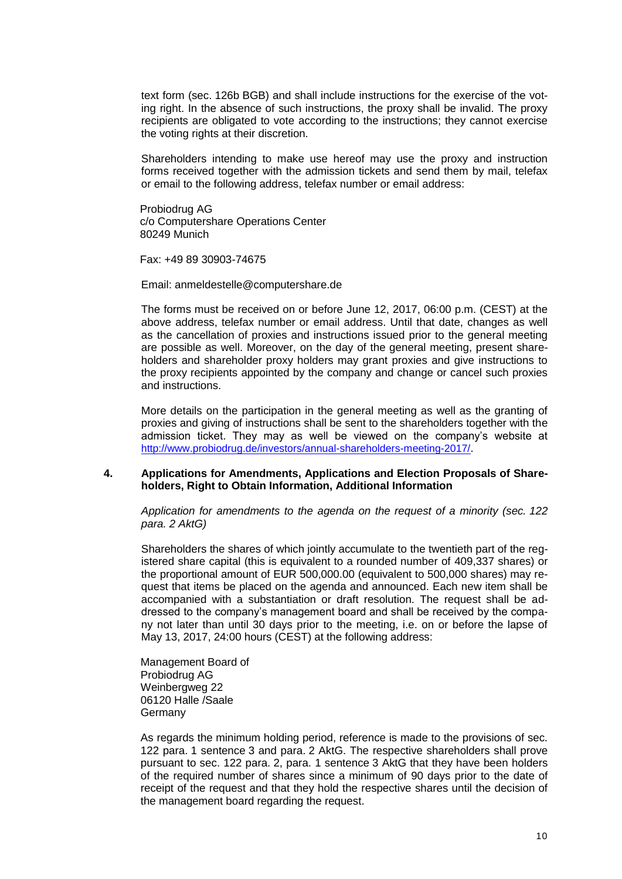text form (sec. 126b BGB) and shall include instructions for the exercise of the voting right. In the absence of such instructions, the proxy shall be invalid. The proxy recipients are obligated to vote according to the instructions; they cannot exercise the voting rights at their discretion.

Shareholders intending to make use hereof may use the proxy and instruction forms received together with the admission tickets and send them by mail, telefax or email to the following address, telefax number or email address:

Probiodrug AG
c/o Computershare Operations Center
80249 Munich

Fax: +49 89 30903-74675

Email: anmeldestelle@computershare.de

The forms must be received on or before June 12, 2017, 06:00 p.m. (CEST) at the above address, telefax number or email address. Until that date, changes as well as the cancellation of proxies and instructions issued prior to the general meeting are possible as well. Moreover, on the day of the general meeting, present shareholders and shareholder proxy holders may grant proxies and give instructions to the proxy recipients appointed by the company and change or cancel such proxies and instructions.

More details on the participation in the general meeting as well as the granting of proxies and giving of instructions shall be sent to the shareholders together with the admission ticket. They may as well be viewed on the company's website at http://www.probiodrug.de/investors/annual-shareholders-meeting-2017/.

## 4. Applications for Amendments, Applications and Election Proposals of Shareholders, Right to Obtain Information, Additional Information

*Application for amendments to the agenda on the request of a minority (sec. 122 para. 2 AktG)*

Shareholders the shares of which jointly accumulate to the twentieth part of the registered share capital (this is equivalent to a rounded number of 409,337 shares) or the proportional amount of EUR 500,000.00 (equivalent to 500,000 shares) may request that items be placed on the agenda and announced. Each new item shall be accompanied with a substantiation or draft resolution. The request shall be addressed to the company's management board and shall be received by the company not later than until 30 days prior to the meeting, i.e. on or before the lapse of May 13, 2017, 24:00 hours (CEST) at the following address:

Management Board of
Probiodrug AG
Weinbergweg 22
06120 Halle /Saale
Germany

As regards the minimum holding period, reference is made to the provisions of sec. 122 para. 1 sentence 3 and para. 2 AktG. The respective shareholders shall prove pursuant to sec. 122 para. 2, para. 1 sentence 3 AktG that they have been holders of the required number of shares since a minimum of 90 days prior to the date of receipt of the request and that they hold the respective shares until the decision of the management board regarding the request.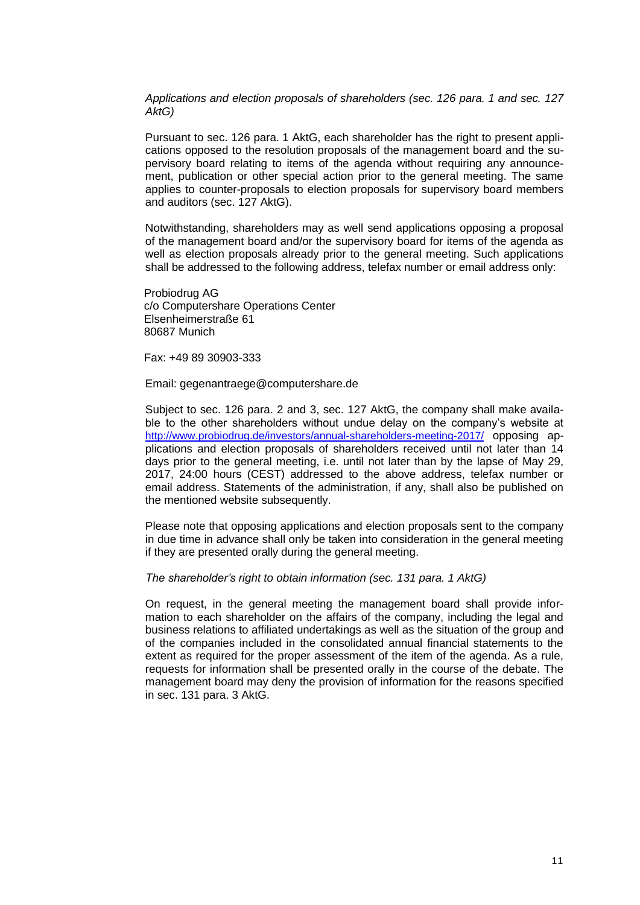*Applications and election proposals of shareholders (sec. 126 para. 1 and sec. 127 AktG)*

Pursuant to sec. 126 para. 1 AktG, each shareholder has the right to present applications opposed to the resolution proposals of the management board and the supervisory board relating to items of the agenda without requiring any announcement, publication or other special action prior to the general meeting. The same applies to counter-proposals to election proposals for supervisory board members and auditors (sec. 127 AktG).

Notwithstanding, shareholders may as well send applications opposing a proposal of the management board and/or the supervisory board for items of the agenda as well as election proposals already prior to the general meeting. Such applications shall be addressed to the following address, telefax number or email address only:

Probiodrug AG
c/o Computershare Operations Center
Elsenheimerstraße 61
80687 Munich

Fax: +49 89 30903-333

Email: gegenantraege@computershare.de

Subject to sec. 126 para. 2 and 3, sec. 127 AktG, the company shall make available to the other shareholders without undue delay on the company's website at http://www.probiodrug.de/investors/annual-shareholders-meeting-2017/ opposing applications and election proposals of shareholders received until not later than 14 days prior to the general meeting, i.e. until not later than by the lapse of May 29, 2017, 24:00 hours (CEST) addressed to the above address, telefax number or email address. Statements of the administration, if any, shall also be published on the mentioned website subsequently.

Please note that opposing applications and election proposals sent to the company in due time in advance shall only be taken into consideration in the general meeting if they are presented orally during the general meeting.

*The shareholder's right to obtain information (sec. 131 para. 1 AktG)*

On request, in the general meeting the management board shall provide information to each shareholder on the affairs of the company, including the legal and business relations to affiliated undertakings as well as the situation of the group and of the companies included in the consolidated annual financial statements to the extent as required for the proper assessment of the item of the agenda. As a rule, requests for information shall be presented orally in the course of the debate. The management board may deny the provision of information for the reasons specified in sec. 131 para. 3 AktG.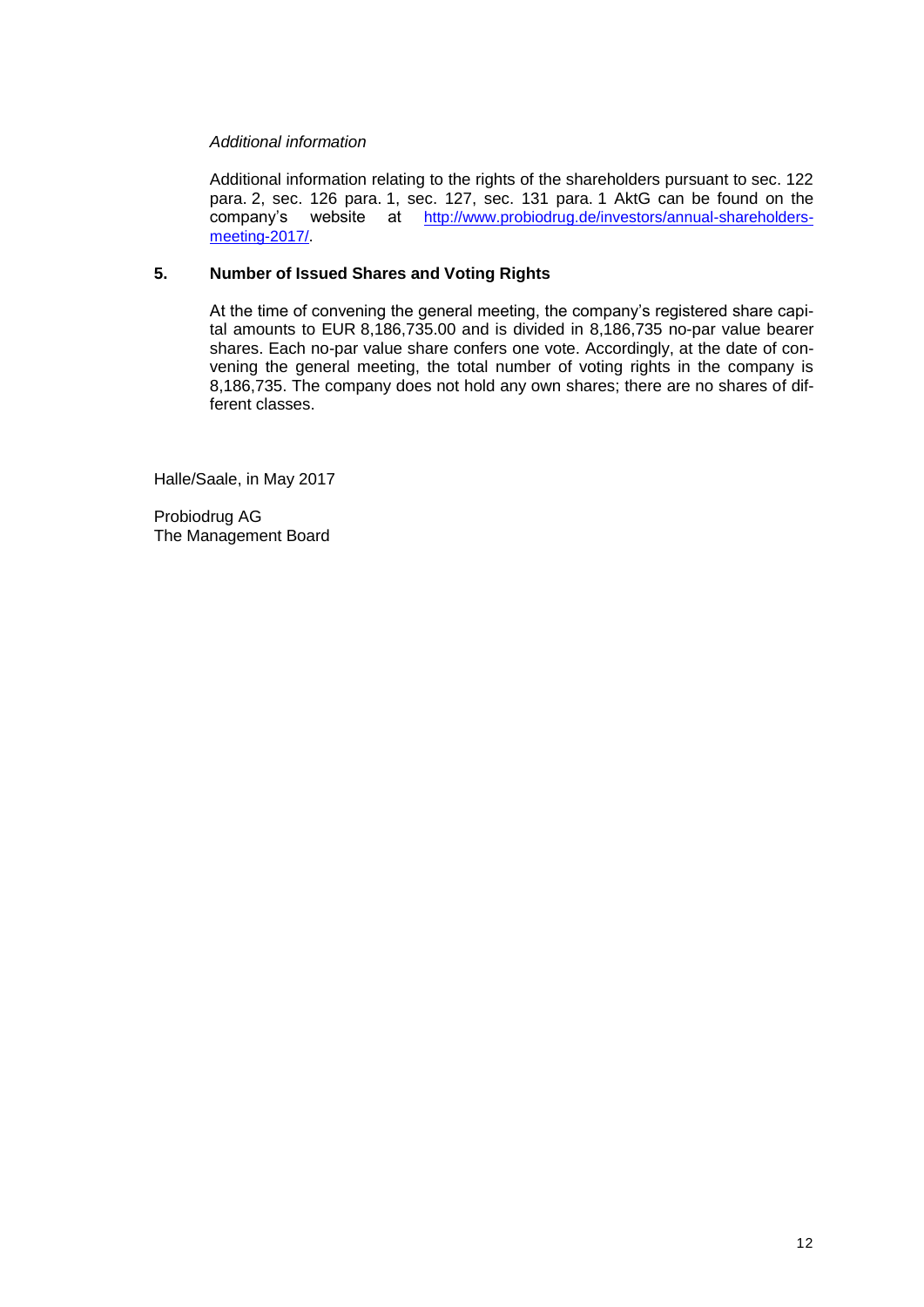*Additional information*

Additional information relating to the rights of the shareholders pursuant to sec. 122 para. 2, sec. 126 para. 1, sec. 127, sec. 131 para. 1 AktG can be found on the company's website at http://www.probiodrug.de/investors/annual-shareholders-meeting-2017/.

## 5. Number of Issued Shares and Voting Rights

At the time of convening the general meeting, the company's registered share capital amounts to EUR 8,186,735.00 and is divided in 8,186,735 no-par value bearer shares. Each no-par value share confers one vote. Accordingly, at the date of convening the general meeting, the total number of voting rights in the company is 8,186,735. The company does not hold any own shares; there are no shares of different classes.

Halle/Saale, in May 2017

Probiodrug AG
The Management Board